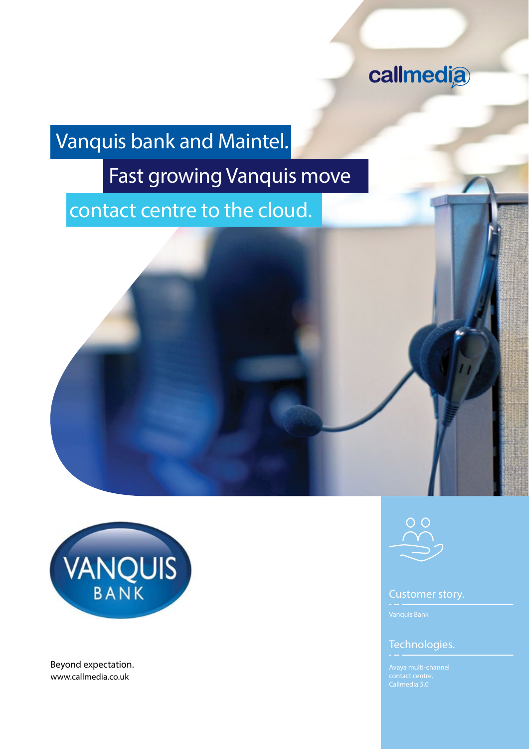callmedia

# Vanquis bank and Maintel. Fast growing Vanquis move contact centre to the cloud.

VANQUIS BANK

Beyond expectation.
www.callmedia.co.uk

## Customer story.

Vanquis Bank

## Technologies.

Avaya multi-channel contact centre, Callmedia 5.0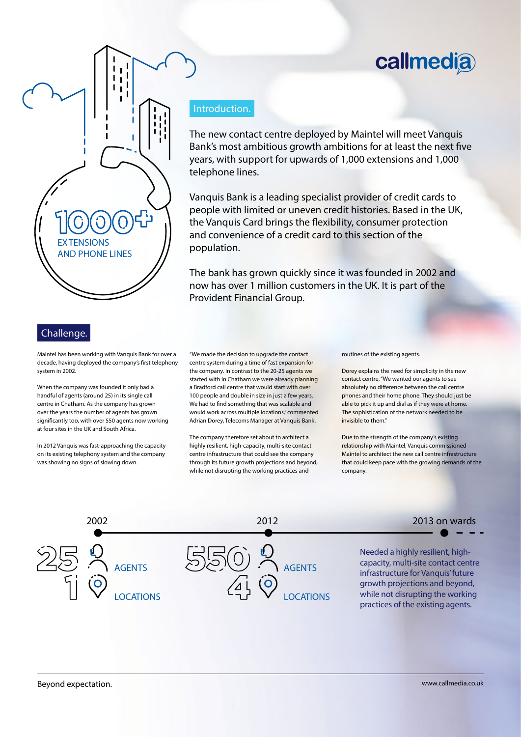1000+
EXTENSIONS AND PHONE LINES

## Introduction.

The new contact centre deployed by Maintel will meet Vanquis Bank's most ambitious growth ambitions for at least the next five years, with support for upwards of 1,000 extensions and 1,000 telephone lines.

Vanquis Bank is a leading specialist provider of credit cards to people with limited or uneven credit histories. Based in the UK, the Vanquis Card brings the flexibility, consumer protection and convenience of a credit card to this section of the population.

The bank has grown quickly since it was founded in 2002 and now has over 1 million customers in the UK. It is part of the Provident Financial Group.

## Challenge.

Maintel has been working with Vanquis Bank for over a decade, having deployed the company's first telephony system in 2002.

When the company was founded it only had a handful of agents (around 25) in its single call centre in Chatham. As the company has grown over the years the number of agents has grown significantly too, with over 550 agents now working at four sites in the UK and South Africa.

In 2012 Vanquis was fast-approaching the capacity on its existing telephony system and the company was showing no signs of slowing down.

"We made the decision to upgrade the contact centre system during a time of fast expansion for the company. In contrast to the 20-25 agents we started with in Chatham we were already planning a Bradford call centre that would start with over 100 people and double in size in just a few years. We had to find something that was scalable and would work across multiple locations," commented Adrian Dorey, Telecoms Manager at Vanquis Bank.

The company therefore set about to architect a highly resilient, high-capacity, multi-site contact centre infrastructure that could see the company through its future growth projections and beyond, while not disrupting the working practices and routines of the existing agents.

Dorey explains the need for simplicity in the new contact centre, "We wanted our agents to see absolutely no difference between the call centre phones and their home phone. They should just be able to pick it up and dial as if they were at home. The sophistication of the network needed to be invisible to them."

Due to the strength of the company's existing relationship with Maintel, Vanquis commissioned Maintel to architect the new call centre infrastructure that could keep pace with the growing demands of the company.

**2002**
25 AGENTS
1 LOCATIONS

**2012**
550 AGENTS
4 LOCATIONS

**2013 on wards**
Needed a highly resilient, high-capacity, multi-site contact centre infrastructure for Vanquis' future growth projections and beyond, while not disrupting the working practices of the existing agents.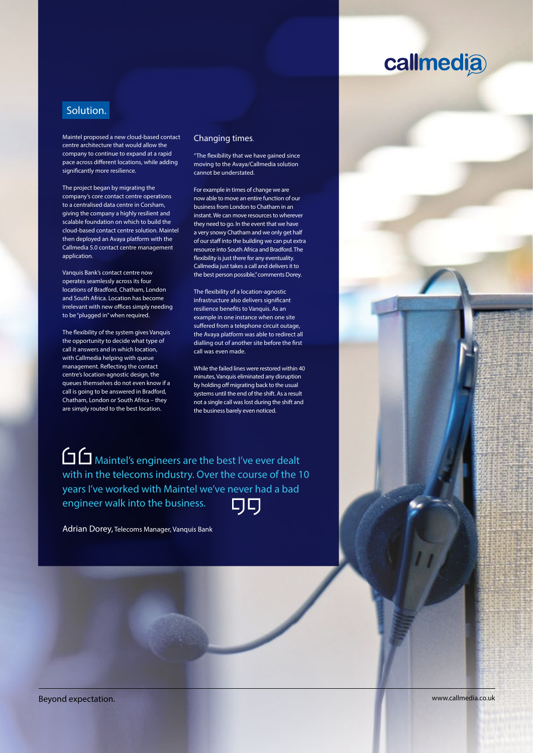## Solution.

Maintel proposed a new cloud-based contact centre architecture that would allow the company to continue to expand at a rapid pace across different locations, while adding significantly more resilience.

The project began by migrating the company's core contact centre operations to a centralised data centre in Corsham, giving the company a highly resilient and scalable foundation on which to build the cloud-based contact centre solution. Maintel then deployed an Avaya platform with the Callmedia 5.0 contact centre management application.

Vanquis Bank's contact centre now operates seamlessly across its four locations of Bradford, Chatham, London and South Africa. Location has become irrelevant with new offices simply needing to be "plugged in" when required.

The flexibility of the system gives Vanquis the opportunity to decide what type of call it answers and in which location, with Callmedia helping with queue management. Reflecting the contact centre's location-agnostic design, the queues themselves do not even know if a call is going to be answered in Bradford, Chatham, London or South Africa – they are simply routed to the best location.

### Changing times.

"The flexibility that we have gained since moving to the Avaya/Callmedia solution cannot be understated.

For example in times of change we are now able to move an entire function of our business from London to Chatham in an instant. We can move resources to wherever they need to go. In the event that we have a very snowy Chatham and we only get half of our staff into the building we can put extra resource into South Africa and Bradford. The flexibility is just there for any eventuality. Callmedia just takes a call and delivers it to the best person possible," comments Dorey.

The flexibility of a location-agnostic infrastructure also delivers significant resilience benefits to Vanquis. As an example in one instance when one site suffered from a telephone circuit outage, the Avaya platform was able to redirect all dialling out of another site before the first call was even made.

While the failed lines were restored within 40 minutes, Vanquis eliminated any disruption by holding off migrating back to the usual systems until the end of the shift. As a result not a single call was lost during the shift and the business barely even noticed.

> "Maintel's engineers are the best I've ever dealt with in the telecoms industry. Over the course of the 10 years I've worked with Maintel we've never had a bad engineer walk into the business."
>
> Adrian Dorey, Telecoms Manager, Vanquis Bank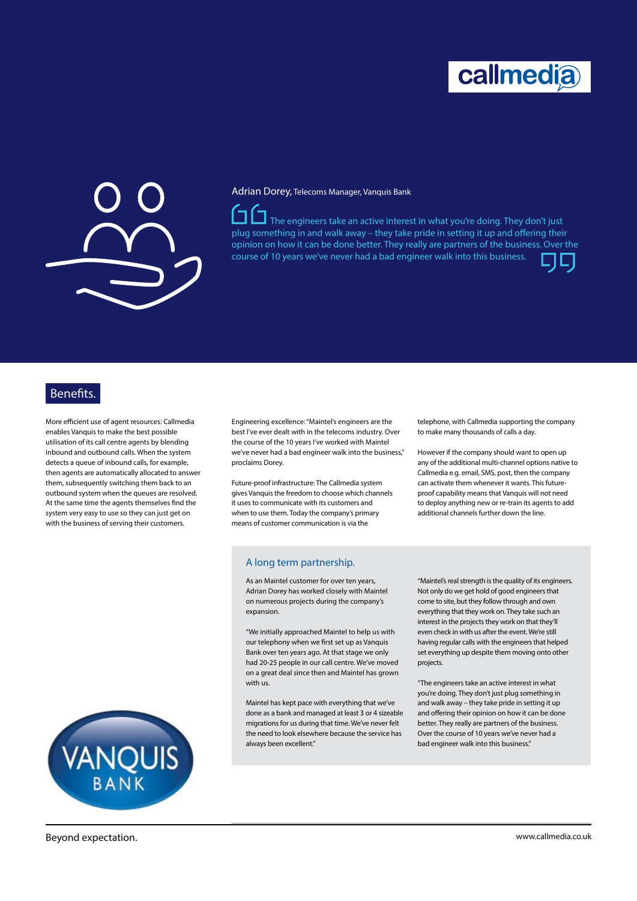Adrian Dorey, Telecoms Manager, Vanquis Bank

> The engineers take an active interest in what you're doing. They don't just plug something in and walk away – they take pride in setting it up and offering their opinion on how it can be done better. They really are partners of the business. Over the course of 10 years we've never had a bad engineer walk into this business.

## Benefits.

More efficient use of agent resources: Callmedia enables Vanquis to make the best possible utilisation of its call centre agents by blending inbound and outbound calls. When the system detects a queue of inbound calls, for example, then agents are automatically allocated to answer them, subsequently switching them back to an outbound system when the queues are resolved. At the same time the agents themselves find the system very easy to use so they can just get on with the business of serving their customers.

Engineering excellence: "Maintel's engineers are the best I've ever dealt with in the telecoms industry. Over the course of the 10 years I've worked with Maintel we've never had a bad engineer walk into the business," proclaims Dorey.

Future-proof infrastructure: The Callmedia system gives Vanquis the freedom to choose which channels it uses to communicate with its customers and when to use them. Today the company's primary means of customer communication is via the telephone, with Callmedia supporting the company to make many thousands of calls a day.

However if the company should want to open up any of the additional multi-channel options native to Callmedia e.g. email, SMS, post, then the company can activate them whenever it wants. This future-proof capability means that Vanquis will not need to deploy anything new or re-train its agents to add additional channels further down the line.

### A long term partnership.

As an Maintel customer for over ten years, Adrian Dorey has worked closely with Maintel on numerous projects during the company's expansion.

"We initially approached Maintel to help us with our telephony when we first set up as Vanquis Bank over ten years ago. At that stage we only had 20-25 people in our call centre. We've moved on a great deal since then and Maintel has grown with us.

Maintel has kept pace with everything that we've done as a bank and managed at least 3 or 4 sizeable migrations for us during that time. We've never felt the need to look elsewhere because the service has always been excellent."

"Maintel's real strength is the quality of its engineers. Not only do we get hold of good engineers that come to site, but they follow through and own everything that they work on. They take such an interest in the projects they work on that they'll even check in with us after the event. We're still having regular calls with the engineers that helped set everything up despite them moving onto other projects.

"The engineers take an active interest in what you're doing. They don't just plug something in and walk away – they take pride in setting it up and offering their opinion on how it can be done better. They really are partners of the business. Over the course of 10 years we've never had a bad engineer walk into this business."

Beyond expectation.

www.callmedia.co.uk